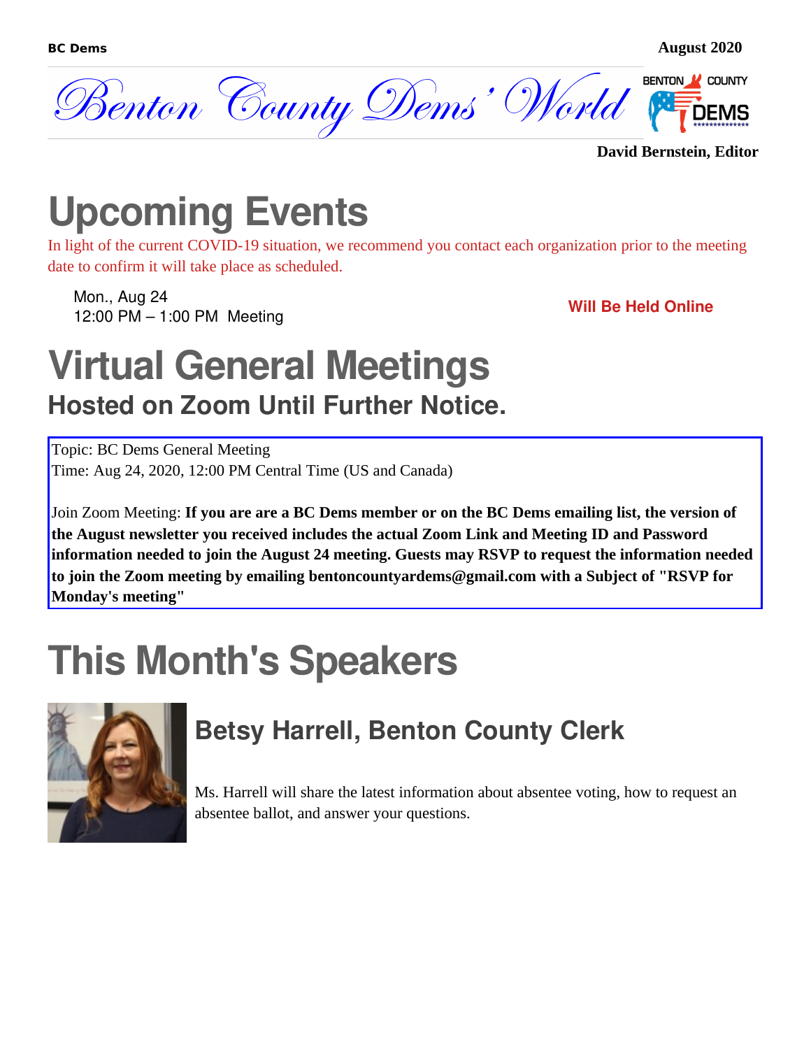**BC Dems** August 2020

# Benton County Dems' World

**David Bernstein, Editor**

# Upcoming Events

In light of the current COVID-19 situation, we recommend you contact each organization prior to the meeting date to confirm it will take place as scheduled.

Mon., Aug 24
12:00 PM – 1:00 PM Meeting

**Will Be Held Online**

# Virtual General Meetings

## Hosted on Zoom Until Further Notice.

Topic: BC Dems General Meeting
Time: Aug 24, 2020, 12:00 PM Central Time (US and Canada)

Join Zoom Meeting: **If you are are a BC Dems member or on the BC Dems emailing list, the version of the August newsletter you received includes the actual Zoom Link and Meeting ID and Password information needed to join the August 24 meeting. Guests may RSVP to request the information needed to join the Zoom meeting by emailing bentoncountyardems@gmail.com with a Subject of "RSVP for Monday's meeting"**

# This Month's Speakers

## Betsy Harrell, Benton County Clerk

Ms. Harrell will share the latest information about absentee voting, how to request an absentee ballot, and answer your questions.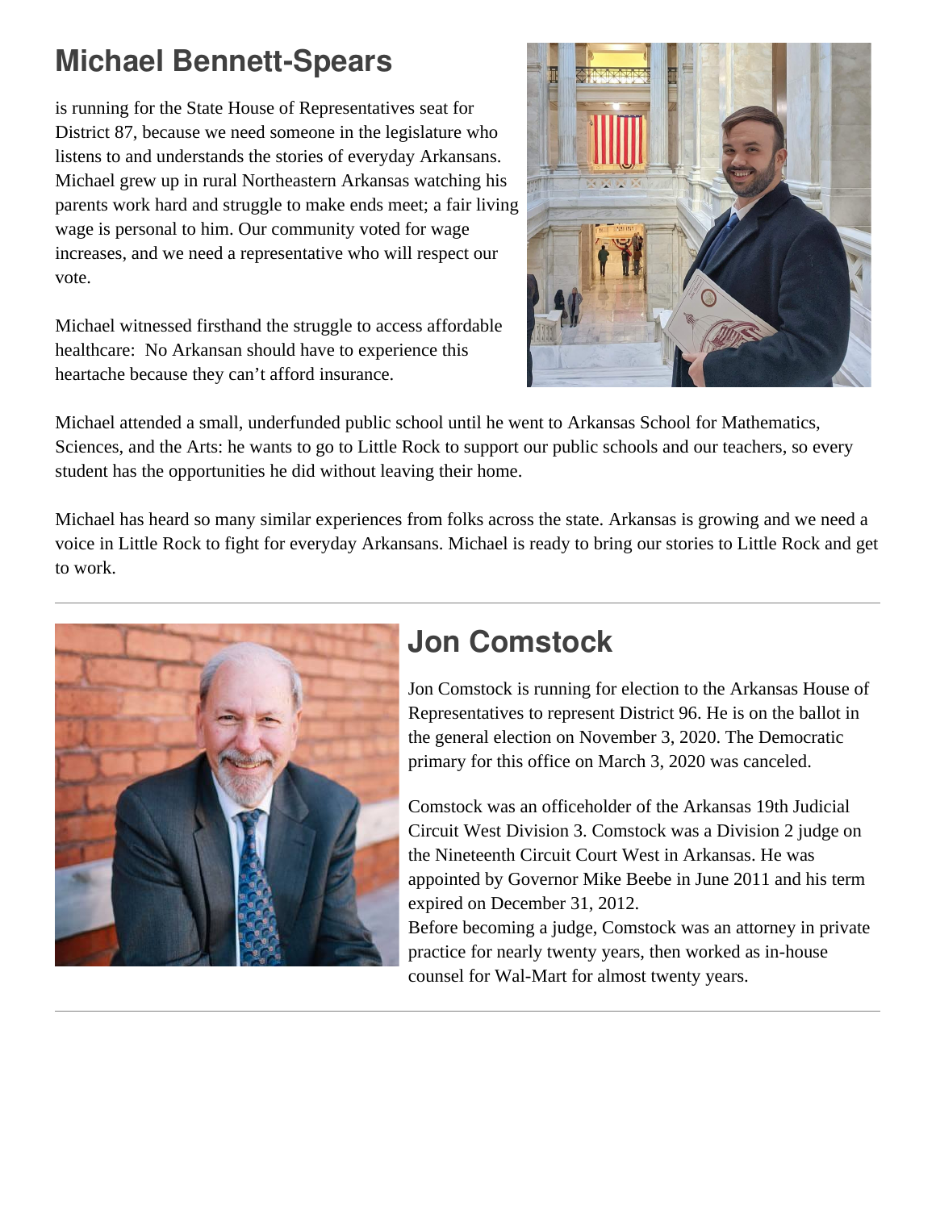## Michael Bennett-Spears

is running for the State House of Representatives seat for District 87, because we need someone in the legislature who listens to and understands the stories of everyday Arkansans. Michael grew up in rural Northeastern Arkansas watching his parents work hard and struggle to make ends meet; a fair living wage is personal to him. Our community voted for wage increases, and we need a representative who will respect our vote.

Michael witnessed firsthand the struggle to access affordable healthcare: No Arkansan should have to experience this heartache because they can't afford insurance.

Michael attended a small, underfunded public school until he went to Arkansas School for Mathematics, Sciences, and the Arts: he wants to go to Little Rock to support our public schools and our teachers, so every student has the opportunities he did without leaving their home.

Michael has heard so many similar experiences from folks across the state. Arkansas is growing and we need a voice in Little Rock to fight for everyday Arkansans. Michael is ready to bring our stories to Little Rock and get to work.

---

## Jon Comstock

Jon Comstock is running for election to the Arkansas House of Representatives to represent District 96. He is on the ballot in the general election on November 3, 2020. The Democratic primary for this office on March 3, 2020 was canceled.

Comstock was an officeholder of the Arkansas 19th Judicial Circuit West Division 3. Comstock was a Division 2 judge on the Nineteenth Circuit Court West in Arkansas. He was appointed by Governor Mike Beebe in June 2011 and his term expired on December 31, 2012.

Before becoming a judge, Comstock was an attorney in private practice for nearly twenty years, then worked as in-house counsel for Wal-Mart for almost twenty years.

---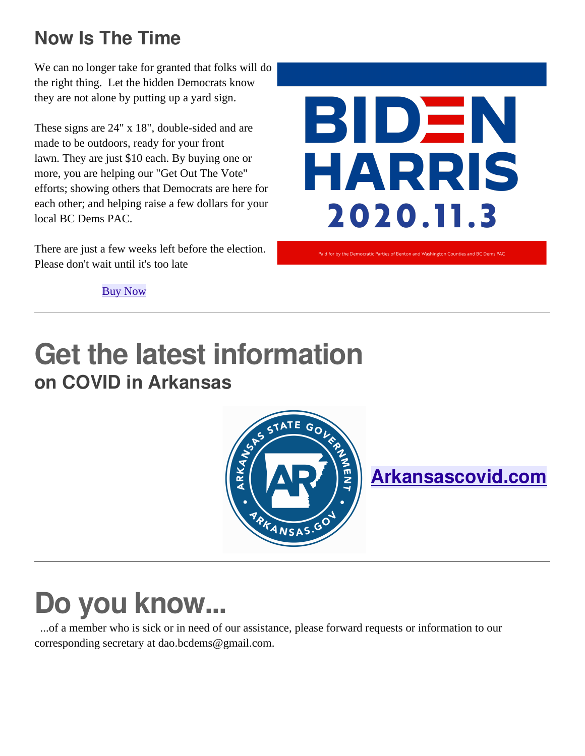## Now Is The Time

We can no longer take for granted that folks will do the right thing. Let the hidden Democrats know they are not alone by putting up a yard sign.

These signs are 24" x 18", double-sided and are made to be outdoors, ready for your front lawn. They are just $10 each. By buying one or more, you are helping our "Get Out The Vote" efforts; showing others that Democrats are here for each other; and helping raise a few dollars for your local BC Dems PAC.

There are just a few weeks left before the election. Please don't wait until it's too late

BIDEN HARRIS 2020.11.3

Paid for by the Democratic Parties of Benton and Washington Counties and BC Dems PAC

Buy Now

---

# Get the latest information
## on COVID in Arkansas

**Arkansascovid.com**

---

# Do you know...

...of a member who is sick or in need of our assistance, please forward requests or information to our corresponding secretary at dao.bcdems@gmail.com.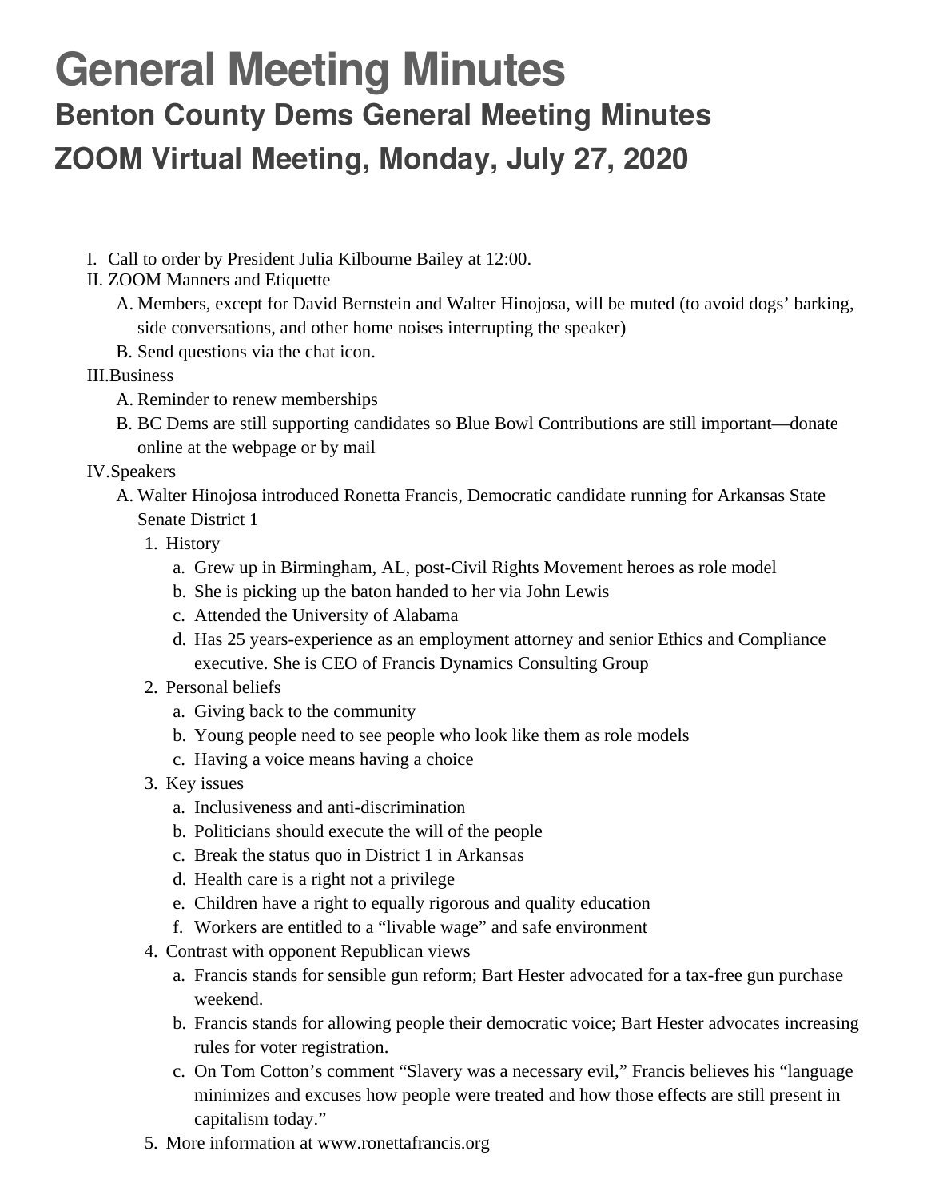# General Meeting Minutes

## Benton County Dems General Meeting Minutes

## ZOOM Virtual Meeting, Monday, July 27, 2020

I. Call to order by President Julia Kilbourne Bailey at 12:00.

II. ZOOM Manners and Etiquette

   A. Members, except for David Bernstein and Walter Hinojosa, will be muted (to avoid dogs' barking, side conversations, and other home noises interrupting the speaker)

   B. Send questions via the chat icon.

III. Business

   A. Reminder to renew memberships

   B. BC Dems are still supporting candidates so Blue Bowl Contributions are still important—donate online at the webpage or by mail

IV. Speakers

   A. Walter Hinojosa introduced Ronetta Francis, Democratic candidate running for Arkansas State Senate District 1

      1. History

         a. Grew up in Birmingham, AL, post-Civil Rights Movement heroes as role model

         b. She is picking up the baton handed to her via John Lewis

         c. Attended the University of Alabama

         d. Has 25 years-experience as an employment attorney and senior Ethics and Compliance executive. She is CEO of Francis Dynamics Consulting Group

      2. Personal beliefs

         a. Giving back to the community

         b. Young people need to see people who look like them as role models

         c. Having a voice means having a choice

      3. Key issues

         a. Inclusiveness and anti-discrimination

         b. Politicians should execute the will of the people

         c. Break the status quo in District 1 in Arkansas

         d. Health care is a right not a privilege

         e. Children have a right to equally rigorous and quality education

         f. Workers are entitled to a "livable wage" and safe environment

      4. Contrast with opponent Republican views

         a. Francis stands for sensible gun reform; Bart Hester advocated for a tax-free gun purchase weekend.

         b. Francis stands for allowing people their democratic voice; Bart Hester advocates increasing rules for voter registration.

         c. On Tom Cotton's comment "Slavery was a necessary evil," Francis believes his "language minimizes and excuses how people were treated and how those effects are still present in capitalism today."

      5. More information at www.ronettafrancis.org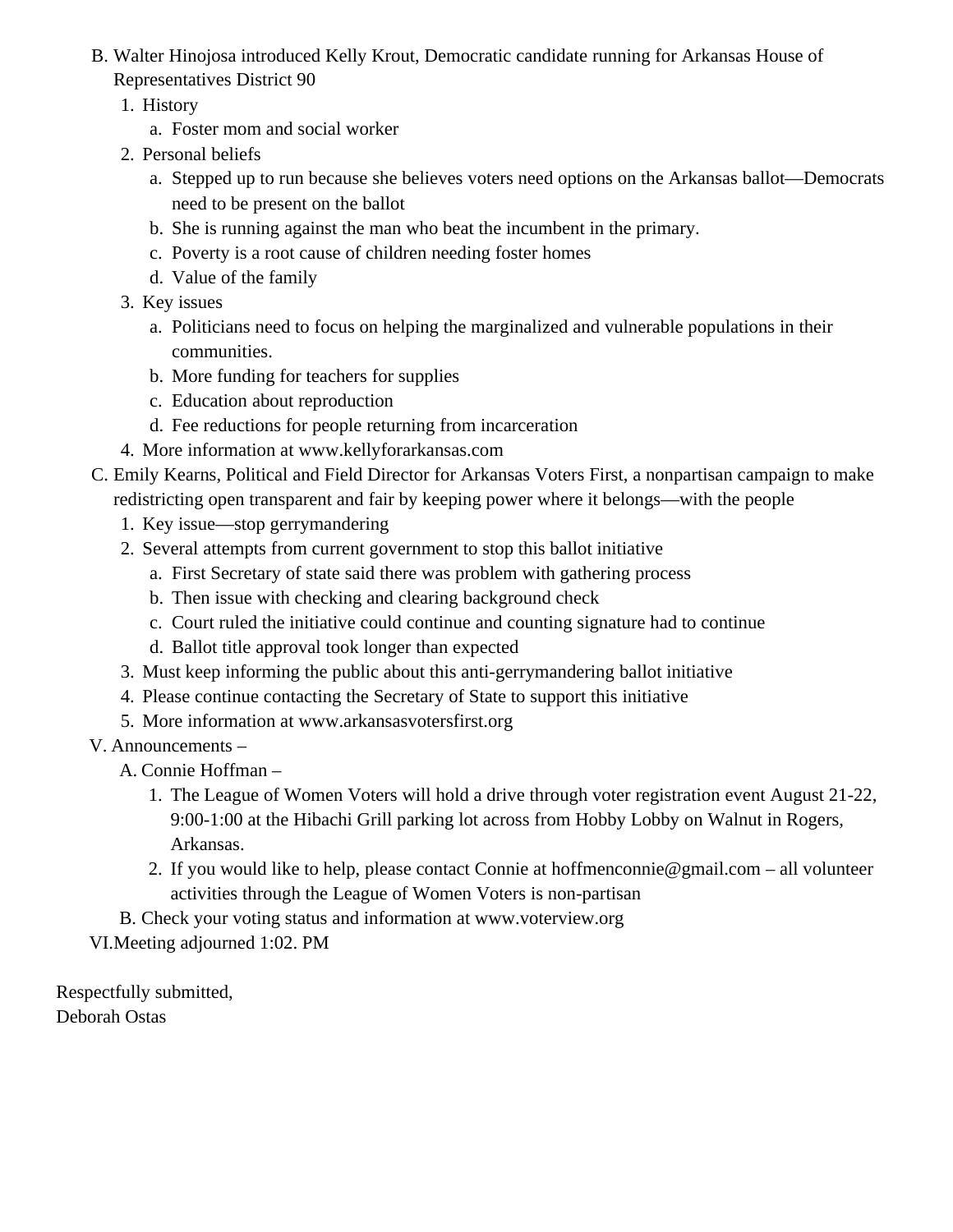B. Walter Hinojosa introduced Kelly Krout, Democratic candidate running for Arkansas House of Representatives District 90
   1. History
      a. Foster mom and social worker
   2. Personal beliefs
      a. Stepped up to run because she believes voters need options on the Arkansas ballot—Democrats need to be present on the ballot
      b. She is running against the man who beat the incumbent in the primary.
      c. Poverty is a root cause of children needing foster homes
      d. Value of the family
   3. Key issues
      a. Politicians need to focus on helping the marginalized and vulnerable populations in their communities.
      b. More funding for teachers for supplies
      c. Education about reproduction
      d. Fee reductions for people returning from incarceration
   4. More information at www.kellyforarkansas.com

C. Emily Kearns, Political and Field Director for Arkansas Voters First, a nonpartisan campaign to make redistricting open transparent and fair by keeping power where it belongs—with the people
   1. Key issue—stop gerrymandering
   2. Several attempts from current government to stop this ballot initiative
      a. First Secretary of state said there was problem with gathering process
      b. Then issue with checking and clearing background check
      c. Court ruled the initiative could continue and counting signature had to continue
      d. Ballot title approval took longer than expected
   3. Must keep informing the public about this anti-gerrymandering ballot initiative
   4. Please continue contacting the Secretary of State to support this initiative
   5. More information at www.arkansasvotersfirst.org

V. Announcements –
   A. Connie Hoffman –
      1. The League of Women Voters will hold a drive through voter registration event August 21-22, 9:00-1:00 at the Hibachi Grill parking lot across from Hobby Lobby on Walnut in Rogers, Arkansas.
      2. If you would like to help, please contact Connie at hoffmenconnie@gmail.com – all volunteer activities through the League of Women Voters is non-partisan
   B. Check your voting status and information at www.voterview.org

VI. Meeting adjourned 1:02. PM

Respectfully submitted,
Deborah Ostas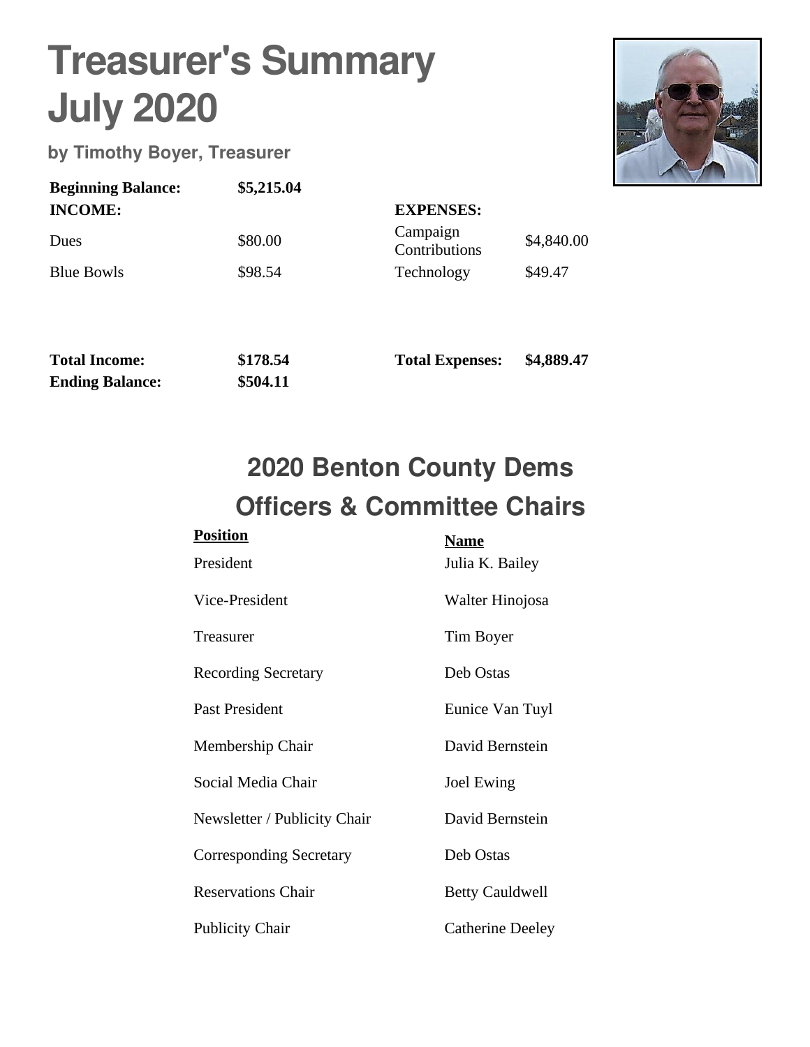# Treasurer's Summary July 2020

**by Timothy Boyer, Treasurer**

| | | | |
|---|---|---|---|
| **Beginning Balance:** | **$5,215.04** | | |
| **INCOME:** | | **EXPENSES:** | |
| Dues | $80.00 | Campaign Contributions | $4,840.00 |
| Blue Bowls | $98.54 | Technology | $49.47 |
| **Total Income:** | **$178.54** | **Total Expenses:** | **$4,889.47** |
| **Ending Balance:** | **$504.11** | | |

## 2020 Benton County Dems Officers & Committee Chairs

| Position | Name |
|---|---|
| President | Julia K. Bailey |
| Vice-President | Walter Hinojosa |
| Treasurer | Tim Boyer |
| Recording Secretary | Deb Ostas |
| Past President | Eunice Van Tuyl |
| Membership Chair | David Bernstein |
| Social Media Chair | Joel Ewing |
| Newsletter / Publicity Chair | David Bernstein |
| Corresponding Secretary | Deb Ostas |
| Reservations Chair | Betty Cauldwell |
| Publicity Chair | Catherine Deeley |